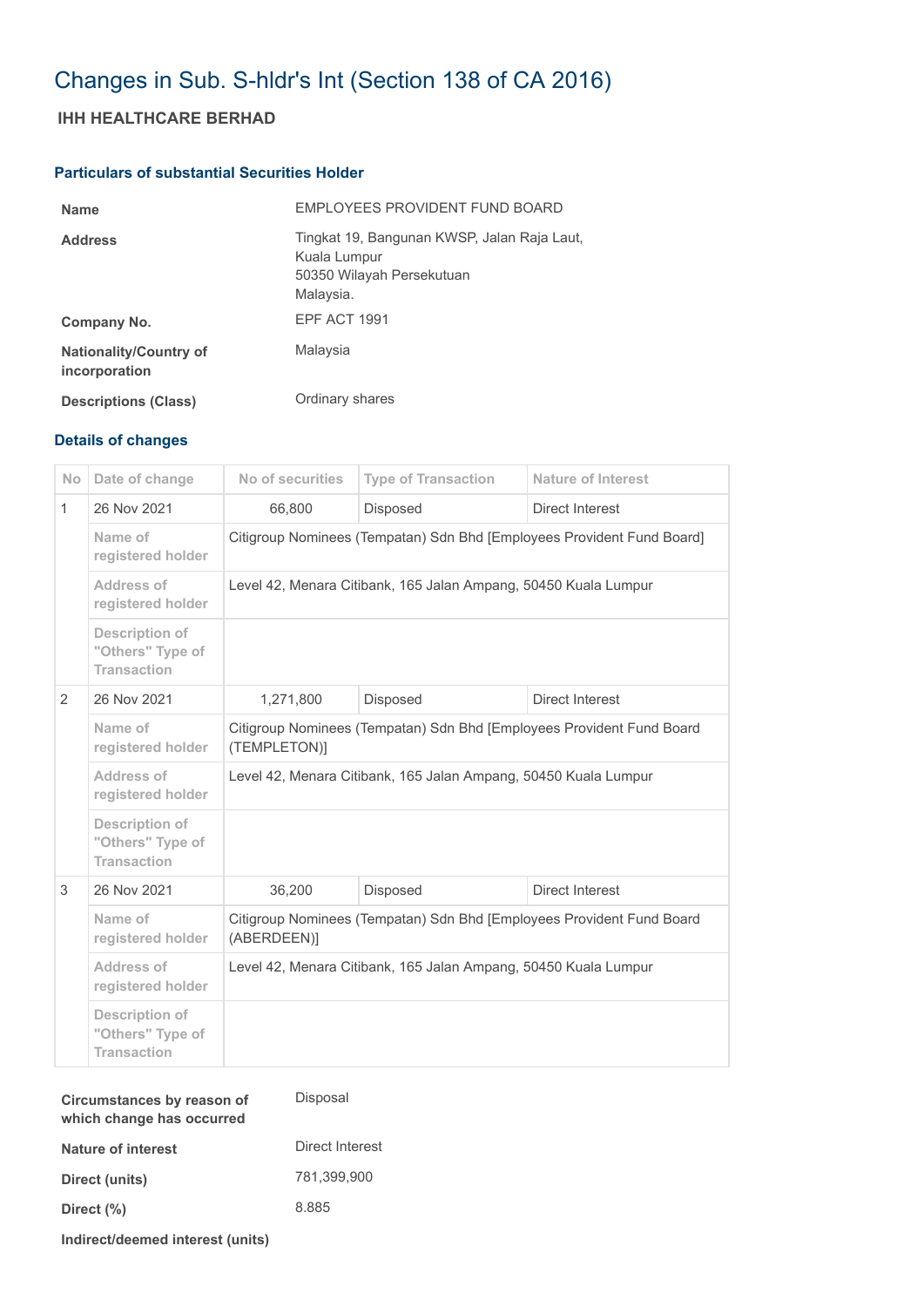# Changes in Sub. S-hldr's Int (Section 138 of CA 2016)

## IHH HEALTHCARE BERHAD

### Particulars of substantial Securities Holder

| | |
|---|---|
| **Name** | EMPLOYEES PROVIDENT FUND BOARD |
| **Address** | Tingkat 19, Bangunan KWSP, Jalan Raja Laut,<br>Kuala Lumpur<br>50350 Wilayah Persekutuan<br>Malaysia. |
| **Company No.** | EPF ACT 1991 |
| **Nationality/Country of incorporation** | Malaysia |
| **Descriptions (Class)** | Ordinary shares |

### Details of changes

| No | Date of change | No of securities | Type of Transaction | Nature of Interest |
|---|---|---|---|---|
| 1 | 26 Nov 2021 | 66,800 | Disposed | Direct Interest |
| | Name of registered holder | Citigroup Nominees (Tempatan) Sdn Bhd [Employees Provident Fund Board] | | |
| | Address of registered holder | Level 42, Menara Citibank, 165 Jalan Ampang, 50450 Kuala Lumpur | | |
| | Description of "Others" Type of Transaction | | | |
| 2 | 26 Nov 2021 | 1,271,800 | Disposed | Direct Interest |
| | Name of registered holder | Citigroup Nominees (Tempatan) Sdn Bhd [Employees Provident Fund Board (TEMPLETON)] | | |
| | Address of registered holder | Level 42, Menara Citibank, 165 Jalan Ampang, 50450 Kuala Lumpur | | |
| | Description of "Others" Type of Transaction | | | |
| 3 | 26 Nov 2021 | 36,200 | Disposed | Direct Interest |
| | Name of registered holder | Citigroup Nominees (Tempatan) Sdn Bhd [Employees Provident Fund Board (ABERDEEN)] | | |
| | Address of registered holder | Level 42, Menara Citibank, 165 Jalan Ampang, 50450 Kuala Lumpur | | |
| | Description of "Others" Type of Transaction | | | |

| | |
|---|---|
| **Circumstances by reason of which change has occurred** | Disposal |
| **Nature of interest** | Direct Interest |
| **Direct (units)** | 781,399,900 |
| **Direct (%)** | 8.885 |
| **Indirect/deemed interest (units)** | |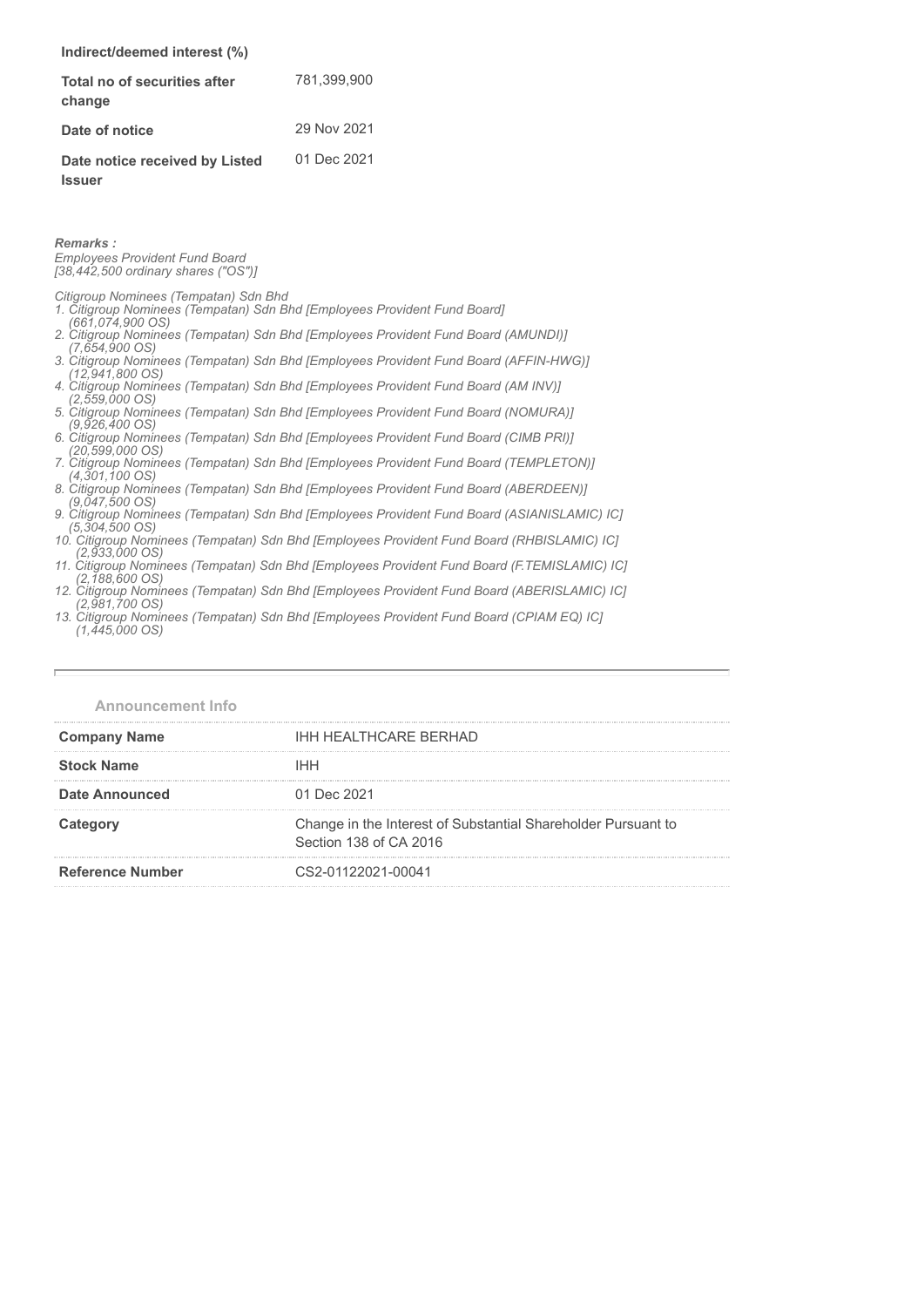| | |
|---|---|
| **Indirect/deemed interest (%)** | |
| **Total no of securities after change** | 781,399,900 |
| **Date of notice** | 29 Nov 2021 |
| **Date notice received by Listed Issuer** | 01 Dec 2021 |

***Remarks :***

*Employees Provident Fund Board*
*[38,442,500 ordinary shares ("OS")]*

*Citigroup Nominees (Tempatan) Sdn Bhd*
*1. Citigroup Nominees (Tempatan) Sdn Bhd [Employees Provident Fund Board] (661,074,900 OS)*
*2. Citigroup Nominees (Tempatan) Sdn Bhd [Employees Provident Fund Board (AMUNDI)] (7,654,900 OS)*
*3. Citigroup Nominees (Tempatan) Sdn Bhd [Employees Provident Fund Board (AFFIN-HWG)] (12,941,800 OS)*
*4. Citigroup Nominees (Tempatan) Sdn Bhd [Employees Provident Fund Board (AM INV)] (2,559,000 OS)*
*5. Citigroup Nominees (Tempatan) Sdn Bhd [Employees Provident Fund Board (NOMURA)] (9,926,400 OS)*
*6. Citigroup Nominees (Tempatan) Sdn Bhd [Employees Provident Fund Board (CIMB PRI)] (20,599,000 OS)*
*7. Citigroup Nominees (Tempatan) Sdn Bhd [Employees Provident Fund Board (TEMPLETON)] (4,301,100 OS)*
*8. Citigroup Nominees (Tempatan) Sdn Bhd [Employees Provident Fund Board (ABERDEEN)] (9,047,500 OS)*
*9. Citigroup Nominees (Tempatan) Sdn Bhd [Employees Provident Fund Board (ASIANISLAMIC) IC] (5,304,500 OS)*
*10. Citigroup Nominees (Tempatan) Sdn Bhd [Employees Provident Fund Board (RHBISLAMIC) IC] (2,933,000 OS)*
*11. Citigroup Nominees (Tempatan) Sdn Bhd [Employees Provident Fund Board (F.TEMISLAMIC) IC] (2,188,600 OS)*
*12. Citigroup Nominees (Tempatan) Sdn Bhd [Employees Provident Fund Board (ABERISLAMIC) IC] (2,981,700 OS)*
*13. Citigroup Nominees (Tempatan) Sdn Bhd [Employees Provident Fund Board (CPIAM EQ) IC] (1,445,000 OS)*

---

### Announcement Info

| | |
|---|---|
| **Company Name** | IHH HEALTHCARE BERHAD |
| **Stock Name** | IHH |
| **Date Announced** | 01 Dec 2021 |
| **Category** | Change in the Interest of Substantial Shareholder Pursuant to Section 138 of CA 2016 |
| **Reference Number** | CS2-01122021-00041 |